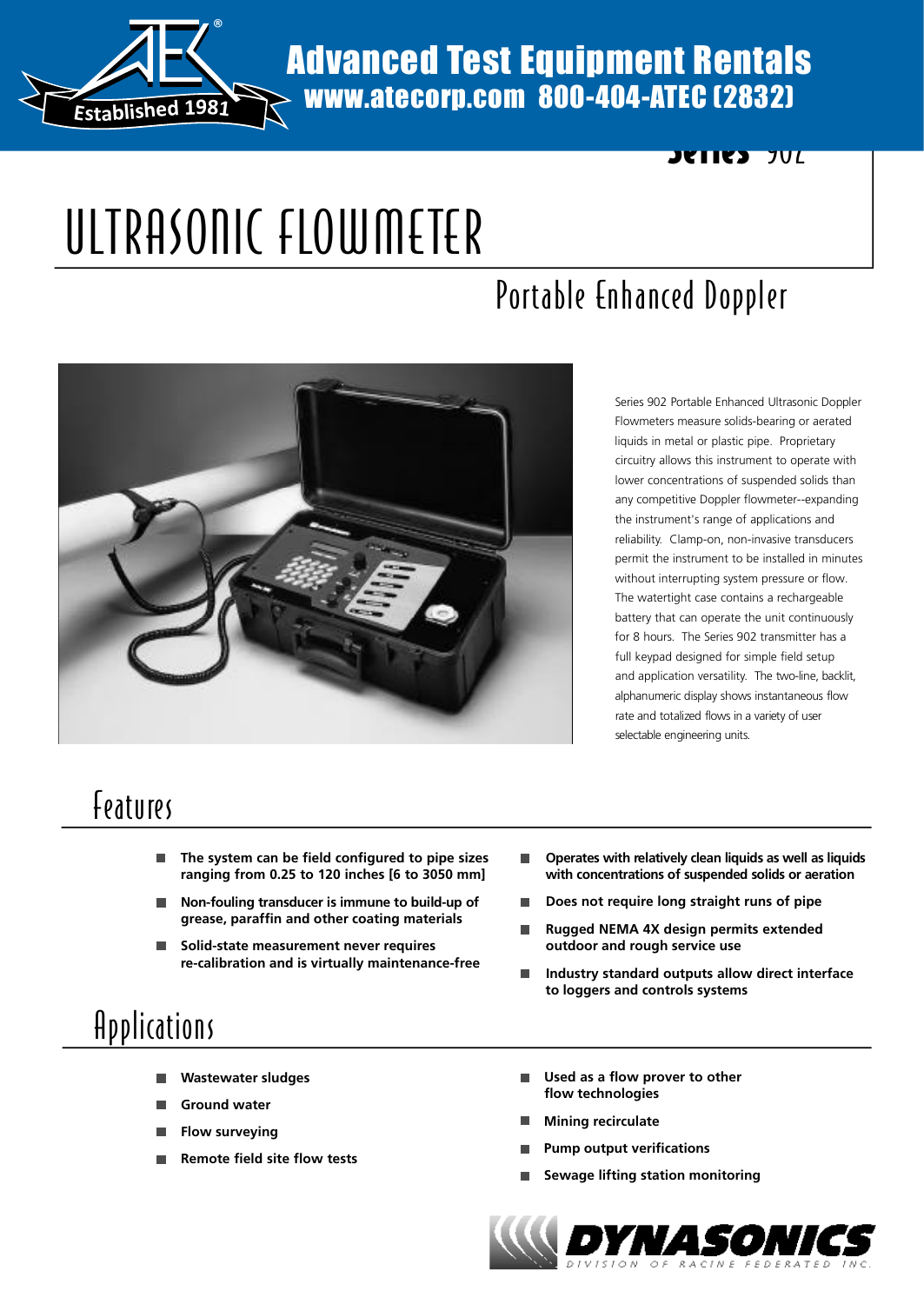Advanced Test Equipment Rentals
www.atecorp.com 800-404-ATEC (2832)

Established 1981

Series 902

# ULTRASONIC FLOWMETER

## Portable Enhanced Doppler

Series 902 Portable Enhanced Ultrasonic Doppler Flowmeters measure solids-bearing or aerated liquids in metal or plastic pipe. Proprietary circuitry allows this instrument to operate with lower concentrations of suspended solids than any competitive Doppler flowmeter--expanding the instrument's range of applications and reliability. Clamp-on, non-invasive transducers permit the instrument to be installed in minutes without interrupting system pressure or flow. The watertight case contains a rechargeable battery that can operate the unit continuously for 8 hours. The Series 902 transmitter has a full keypad designed for simple field setup and application versatility. The two-line, backlit, alphanumeric display shows instantaneous flow rate and totalized flows in a variety of user selectable engineering units.

## Features

- **The system can be field configured to pipe sizes ranging from 0.25 to 120 inches [6 to 3050 mm]**
- **Non-fouling transducer is immune to build-up of grease, paraffin and other coating materials**
- **Solid-state measurement never requires re-calibration and is virtually maintenance-free**
- **Operates with relatively clean liquids as well as liquids with concentrations of suspended solids or aeration**
- **Does not require long straight runs of pipe**
- **Rugged NEMA 4X design permits extended outdoor and rough service use**
- **Industry standard outputs allow direct interface to loggers and controls systems**

## Applications

- **Wastewater sludges**
- **Ground water**
- **Flow surveying**
- **Remote field site flow tests**
- **Used as a flow prover to other flow technologies**
- **Mining recirculate**
- **Pump output verifications**
- **Sewage lifting station monitoring**

DYNASONICS
DIVISION OF RACINE FEDERATED INC.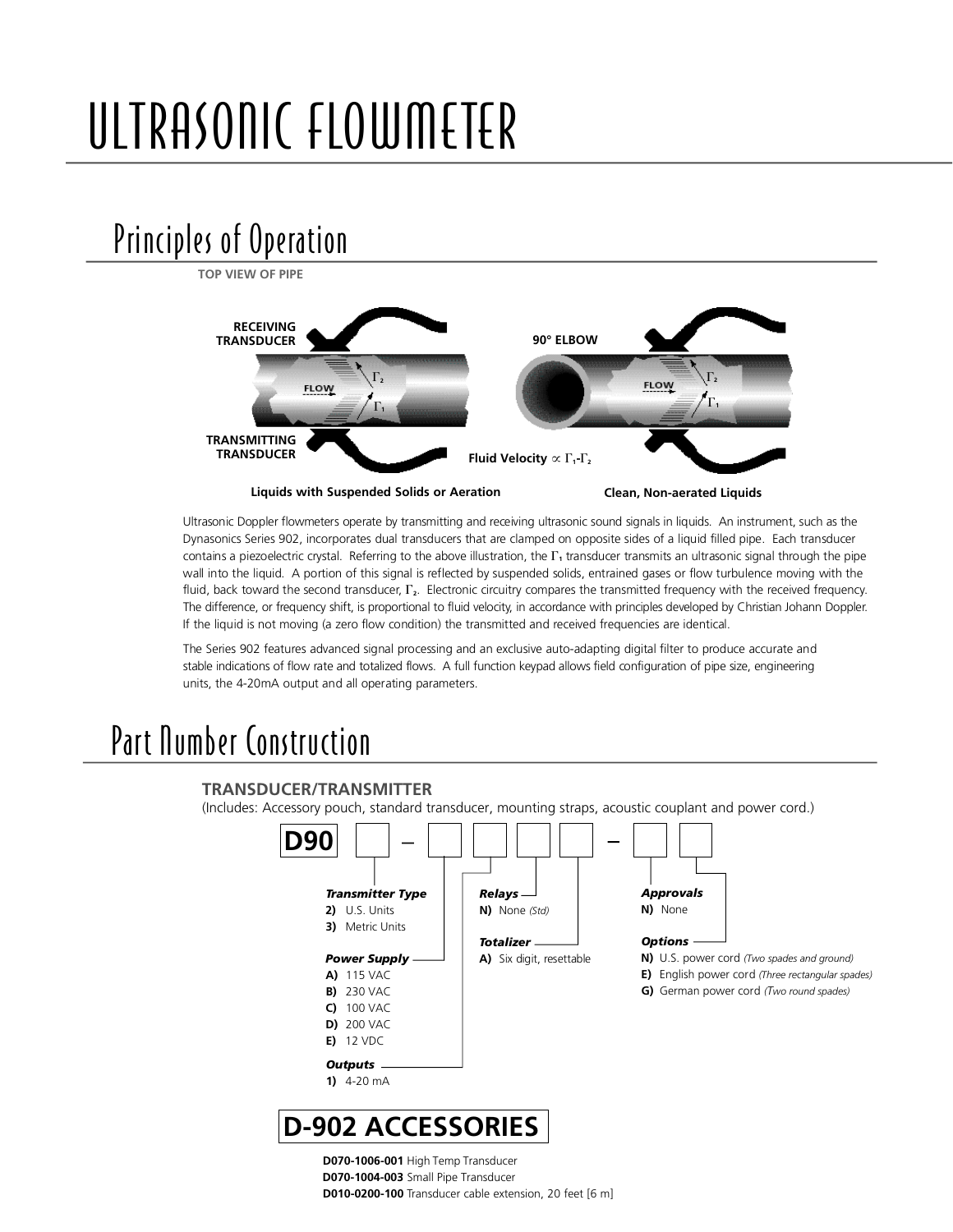# ULTRASONIC FLOWMETER

## Principles of Operation

TOP VIEW OF PIPE

RECEIVING TRANSDUCER

TRANSMITTING TRANSDUCER

FLOW

$\Gamma_2$

$\Gamma_1$

90° ELBOW

Fluid Velocity $\propto \Gamma_1 - \Gamma_2$

**Liquids with Suspended Solids or Aeration**

**Clean, Non-aerated Liquids**

Ultrasonic Doppler flowmeters operate by transmitting and receiving ultrasonic sound signals in liquids. An instrument, such as the Dynasonics Series 902, incorporates dual transducers that are clamped on opposite sides of a liquid filled pipe. Each transducer contains a piezoelectric crystal. Referring to the above illustration, the $\Gamma_1$ transducer transmits an ultrasonic signal through the pipe wall into the liquid. A portion of this signal is reflected by suspended solids, entrained gases or flow turbulence moving with the fluid, back toward the second transducer, $\Gamma_2$. Electronic circuitry compares the transmitted frequency with the received frequency. The difference, or frequency shift, is proportional to fluid velocity, in accordance with principles developed by Christian Johann Doppler. If the liquid is not moving (a zero flow condition) the transmitted and received frequencies are identical.

The Series 902 features advanced signal processing and an exclusive auto-adapting digital filter to produce accurate and stable indications of flow rate and totalized flows. A full function keypad allows field configuration of pipe size, engineering units, the 4-20mA output and all operating parameters.

## Part Number Construction

### TRANSDUCER/TRANSMITTER

(Includes: Accessory pouch, standard transducer, mounting straps, acoustic couplant and power cord.)

**D90** ☐ – ☐ ☐ ☐ ☐ – ☐ ☐

***Transmitter Type***
- **2)** U.S. Units
- **3)** Metric Units

***Power Supply***
- **A)** 115 VAC
- **B)** 230 VAC
- **C)** 100 VAC
- **D)** 200 VAC
- **E)** 12 VDC

***Outputs***
- **1)** 4-20 mA

***Relays***
- **N)** None *(Std)*

***Totalizer***
- **A)** Six digit, resettable

***Approvals***
- **N)** None

***Options***
- **N)** U.S. power cord *(Two spades and ground)*
- **E)** English power cord *(Three rectangular spades)*
- **G)** German power cord *(Two round spades)*

### D-902 ACCESSORIES

**D070-1006-001** High Temp Transducer
**D070-1004-003** Small Pipe Transducer
**D010-0200-100** Transducer cable extension, 20 feet [6 m]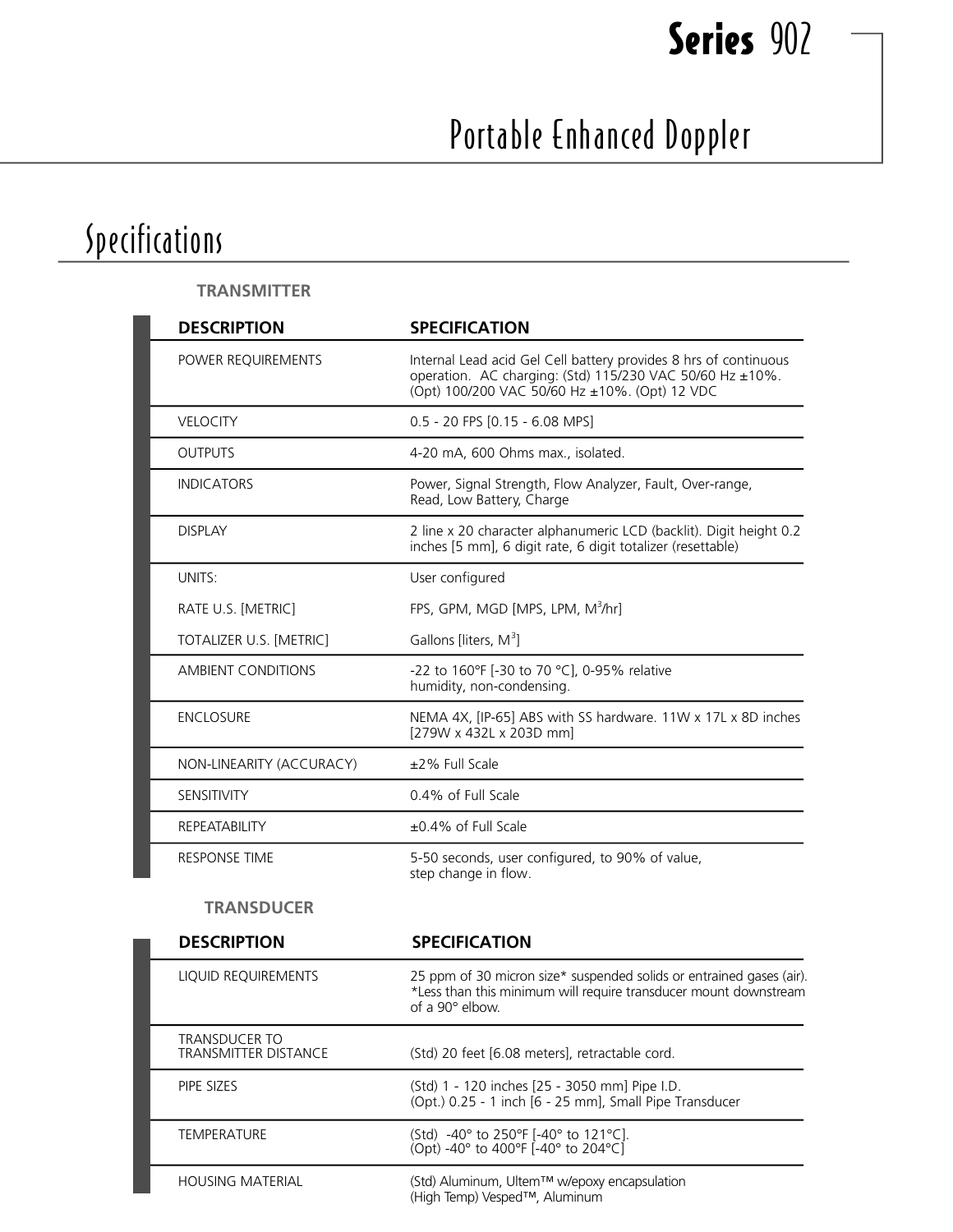# Series 902

## Portable Enhanced Doppler

# Specifications

### TRANSMITTER

| DESCRIPTION | SPECIFICATION |
|---|---|
| POWER REQUIREMENTS | Internal Lead acid Gel Cell battery provides 8 hrs of continuous operation. AC charging: (Std) 115/230 VAC 50/60 Hz ±10%. (Opt) 100/200 VAC 50/60 Hz ±10%. (Opt) 12 VDC |
| VELOCITY | 0.5 - 20 FPS [0.15 - 6.08 MPS] |
| OUTPUTS | 4-20 mA, 600 Ohms max., isolated. |
| INDICATORS | Power, Signal Strength, Flow Analyzer, Fault, Over-range, Read, Low Battery, Charge |
| DISPLAY | 2 line x 20 character alphanumeric LCD (backlit). Digit height 0.2 inches [5 mm], 6 digit rate, 6 digit totalizer (resettable) |
| UNITS: | User configured |
| RATE U.S. [METRIC] | FPS, GPM, MGD [MPS, LPM, $M^3$/hr] |
| TOTALIZER U.S. [METRIC] | Gallons [liters, $M^3$] |
| AMBIENT CONDITIONS | -22 to 160°F [-30 to 70 °C], 0-95% relative humidity, non-condensing. |
| ENCLOSURE | NEMA 4X, [IP-65] ABS with SS hardware. 11W x 17L x 8D inches [279W x 432L x 203D mm] |
| NON-LINEARITY (ACCURACY) | ±2% Full Scale |
| SENSITIVITY | 0.4% of Full Scale |
| REPEATABILITY | ±0.4% of Full Scale |
| RESPONSE TIME | 5-50 seconds, user configured, to 90% of value, step change in flow. |

### TRANSDUCER

| DESCRIPTION | SPECIFICATION |
|---|---|
| LIQUID REQUIREMENTS | 25 ppm of 30 micron size* suspended solids or entrained gases (air). *Less than this minimum will require transducer mount downstream of a 90° elbow. |
| TRANSDUCER TO TRANSMITTER DISTANCE | (Std) 20 feet [6.08 meters], retractable cord. |
| PIPE SIZES | (Std) 1 - 120 inches [25 - 3050 mm] Pipe I.D. (Opt.) 0.25 - 1 inch [6 - 25 mm], Small Pipe Transducer |
| TEMPERATURE | (Std) -40° to 250°F [-40° to 121°C]. (Opt) -40° to 400°F [-40° to 204°C] |
| HOUSING MATERIAL | (Std) Aluminum, Ultem™ w/epoxy encapsulation (High Temp) Vesped™, Aluminum |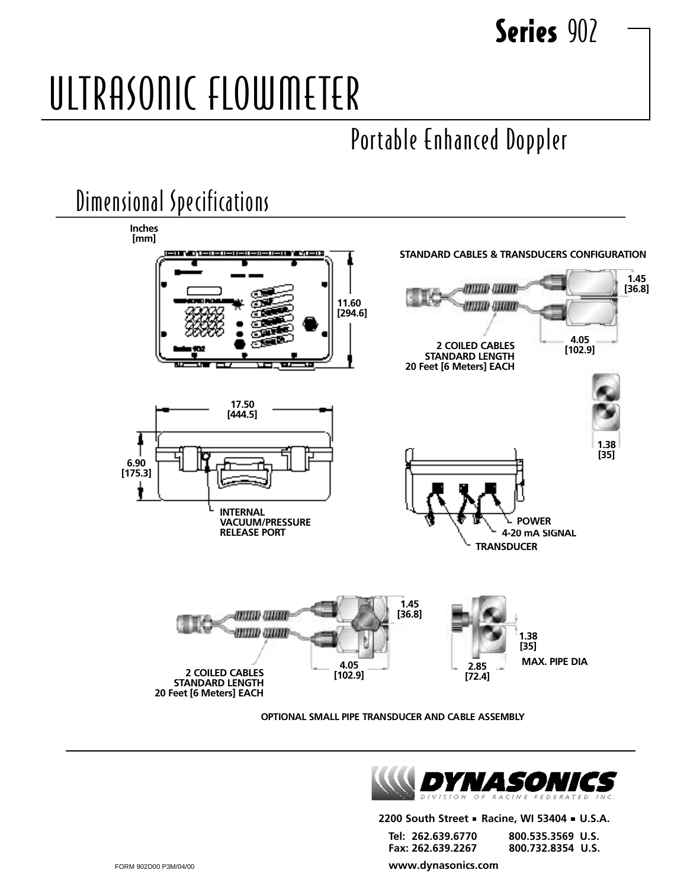# Series 902

# ULTRASONIC FLOWMETER

## Portable Enhanced Doppler

## Dimensional Specifications

Inches
[mm]

11.60
[294.6]

17.50
[444.5]

6.90
[175.3]

INTERNAL
VACUUM/PRESSURE
RELEASE PORT

STANDARD CABLES & TRANSDUCERS CONFIGURATION

1.45
[36.8]

4.05
[102.9]

2 COILED CABLES
STANDARD LENGTH
20 Feet [6 Meters] EACH

1.38
[35]

POWER
4-20 mA SIGNAL
TRANSDUCER

1.45
[36.8]

4.05
[102.9]

2 COILED CABLES
STANDARD LENGTH
20 Feet [6 Meters] EACH

2.85
[72.4]

1.38
[35]
MAX. PIPE DIA

OPTIONAL SMALL PIPE TRANSDUCER AND CABLE ASSEMBLY

**DYNASONICS**
DIVISION OF RACINE FEDERATED INC.

2200 South Street ▪ Racine, WI 53404 ▪ U.S.A.

Tel: 262.639.6770 800.535.3569 U.S.
Fax: 262.639.2267 800.732.8354 U.S.

www.dynasonics.com

FORM 902D00 P3M/04/00